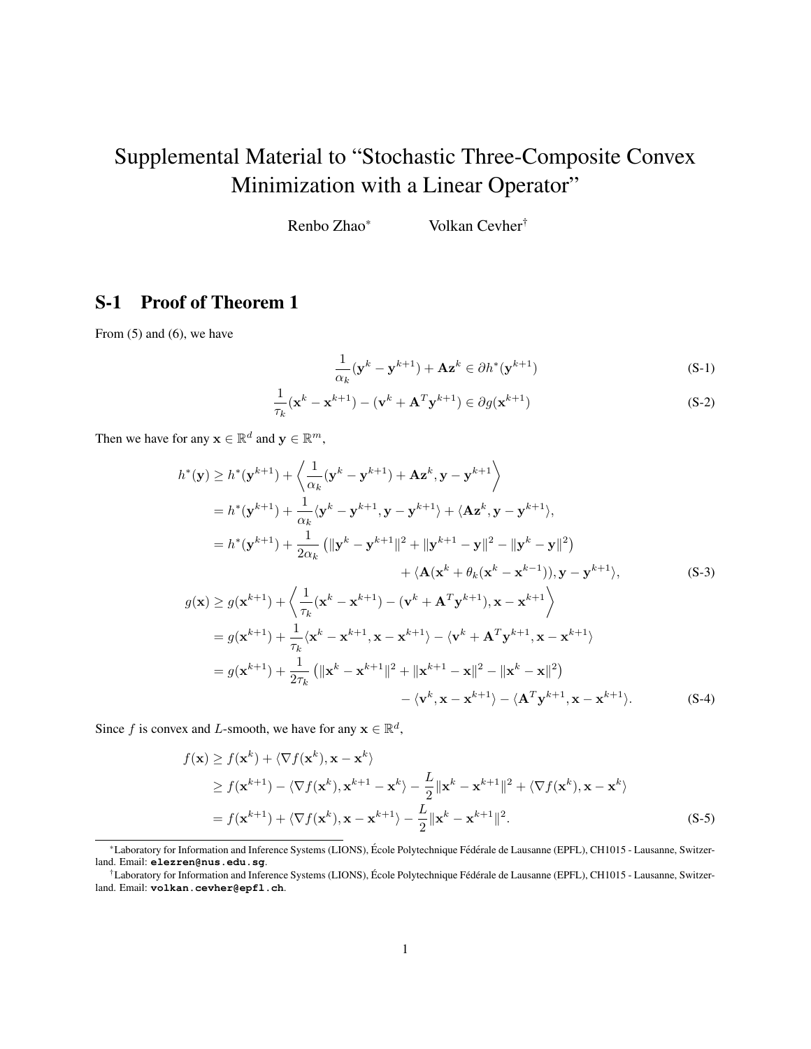# Supplemental Material to "Stochastic Three-Composite Convex Minimization with a Linear Operator"

Renbo Zhao[*]  Volkan Cevher[†]

## S-1 Proof of Theorem 1

From (5) and (6), we have

$$
\frac{1}{\alpha_k}(\mathbf{y}^k - \mathbf{y}^{k+1}) + \mathbf{A}\mathbf{z}^k \in \partial h^*(\mathbf{y}^{k+1}) \tag{S-1}
$$

$$
\frac{1}{\tau_k}(\mathbf{x}^k - \mathbf{x}^{k+1}) - (\mathbf{v}^k + \mathbf{A}^T\mathbf{y}^{k+1}) \in \partial g(\mathbf{x}^{k+1}) \tag{S-2}
$$

Then we have for any $\mathbf{x} \in \mathbb{R}^d$ and $\mathbf{y} \in \mathbb{R}^m$,

$$
\begin{aligned}
h^*(\mathbf{y}) &\geq h^*(\mathbf{y}^{k+1}) + \left\langle \frac{1}{\alpha_k}(\mathbf{y}^k - \mathbf{y}^{k+1}) + \mathbf{A}\mathbf{z}^k, \mathbf{y} - \mathbf{y}^{k+1} \right\rangle \\
&= h^*(\mathbf{y}^{k+1}) + \frac{1}{\alpha_k}\langle \mathbf{y}^k - \mathbf{y}^{k+1}, \mathbf{y} - \mathbf{y}^{k+1} \rangle + \langle \mathbf{A}\mathbf{z}^k, \mathbf{y} - \mathbf{y}^{k+1} \rangle, \\
&= h^*(\mathbf{y}^{k+1}) + \frac{1}{2\alpha_k}\left( \|\mathbf{y}^k - \mathbf{y}^{k+1}\|^2 + \|\mathbf{y}^{k+1} - \mathbf{y}\|^2 - \|\mathbf{y}^k - \mathbf{y}\|^2 \right) \\
&\qquad + \langle \mathbf{A}(\mathbf{x}^k + \theta_k(\mathbf{x}^k - \mathbf{x}^{k-1})), \mathbf{y} - \mathbf{y}^{k+1} \rangle,
\end{aligned} \tag{S-3}
$$

$$
\begin{aligned}
g(\mathbf{x}) &\geq g(\mathbf{x}^{k+1}) + \left\langle \frac{1}{\tau_k}(\mathbf{x}^k - \mathbf{x}^{k+1}) - (\mathbf{v}^k + \mathbf{A}^T\mathbf{y}^{k+1}), \mathbf{x} - \mathbf{x}^{k+1} \right\rangle \\
&= g(\mathbf{x}^{k+1}) + \frac{1}{\tau_k}\langle \mathbf{x}^k - \mathbf{x}^{k+1}, \mathbf{x} - \mathbf{x}^{k+1} \rangle - \langle \mathbf{v}^k + \mathbf{A}^T\mathbf{y}^{k+1}, \mathbf{x} - \mathbf{x}^{k+1} \rangle \\
&= g(\mathbf{x}^{k+1}) + \frac{1}{2\tau_k}\left( \|\mathbf{x}^k - \mathbf{x}^{k+1}\|^2 + \|\mathbf{x}^{k+1} - \mathbf{x}\|^2 - \|\mathbf{x}^k - \mathbf{x}\|^2 \right) \\
&\qquad - \langle \mathbf{v}^k, \mathbf{x} - \mathbf{x}^{k+1} \rangle - \langle \mathbf{A}^T\mathbf{y}^{k+1}, \mathbf{x} - \mathbf{x}^{k+1} \rangle.
\end{aligned} \tag{S-4}
$$

Since $f$ is convex and $L$-smooth, we have for any $\mathbf{x} \in \mathbb{R}^d$,

$$
\begin{aligned}
f(\mathbf{x}) &\geq f(\mathbf{x}^k) + \langle \nabla f(\mathbf{x}^k), \mathbf{x} - \mathbf{x}^k \rangle \\
&\geq f(\mathbf{x}^{k+1}) - \langle \nabla f(\mathbf{x}^k), \mathbf{x}^{k+1} - \mathbf{x}^k \rangle - \frac{L}{2}\|\mathbf{x}^k - \mathbf{x}^{k+1}\|^2 + \langle \nabla f(\mathbf{x}^k), \mathbf{x} - \mathbf{x}^k \rangle \\
&= f(\mathbf{x}^{k+1}) + \langle \nabla f(\mathbf{x}^k), \mathbf{x} - \mathbf{x}^{k+1} \rangle - \frac{L}{2}\|\mathbf{x}^k - \mathbf{x}^{k+1}\|^2.
\end{aligned} \tag{S-5}
$$

[*] Laboratory for Information and Inference Systems (LIONS), École Polytechnique Fédérale de Lausanne (EPFL), CH1015 - Lausanne, Switzerland. Email: **elezren@nus.edu.sg**.

[†] Laboratory for Information and Inference Systems (LIONS), École Polytechnique Fédérale de Lausanne (EPFL), CH1015 - Lausanne, Switzerland. Email: **volkan.cevher@epfl.ch**.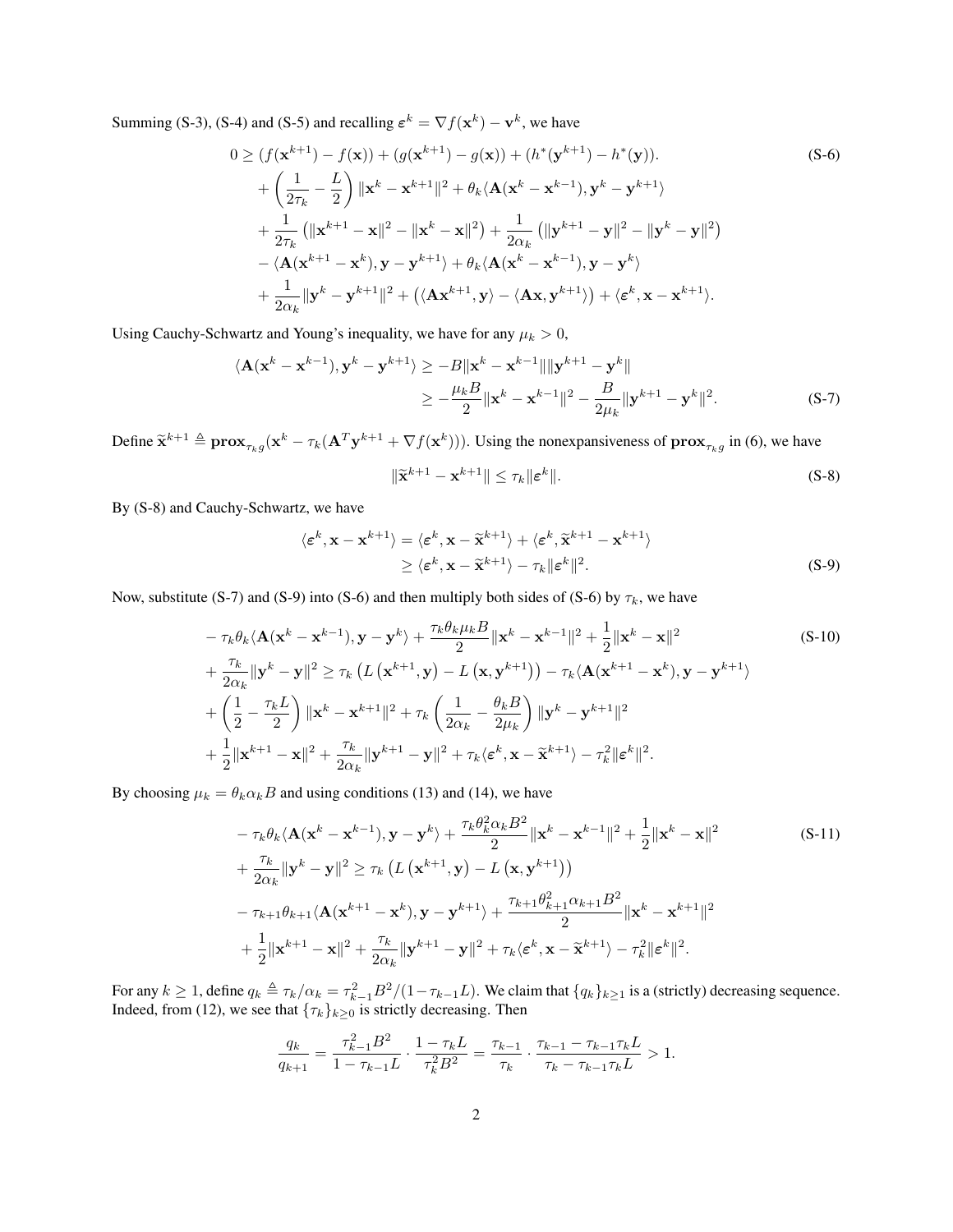Summing (S-3), (S-4) and (S-5) and recalling $\varepsilon^k = \nabla f(\mathbf{x}^k) - \mathbf{v}^k$, we have

$$
\begin{aligned}
0 \geq & \left(f(\mathbf{x}^{k+1}) - f(\mathbf{x})\right) + \left(g(\mathbf{x}^{k+1}) - g(\mathbf{x})\right) + \left(h^*(\mathbf{y}^{k+1}) - h^*(\mathbf{y})\right). \\
& + \left(\frac{1}{2\tau_k} - \frac{L}{2}\right) \|\mathbf{x}^k - \mathbf{x}^{k+1}\|^2 + \theta_k \langle \mathbf{A}(\mathbf{x}^k - \mathbf{x}^{k-1}), \mathbf{y}^k - \mathbf{y}^{k+1} \rangle \\
& + \frac{1}{2\tau_k}\left(\|\mathbf{x}^{k+1} - \mathbf{x}\|^2 - \|\mathbf{x}^k - \mathbf{x}\|^2\right) + \frac{1}{2\alpha_k}\left(\|\mathbf{y}^{k+1} - \mathbf{y}\|^2 - \|\mathbf{y}^k - \mathbf{y}\|^2\right) \\
& - \langle \mathbf{A}(\mathbf{x}^{k+1} - \mathbf{x}^k), \mathbf{y} - \mathbf{y}^{k+1} \rangle + \theta_k \langle \mathbf{A}(\mathbf{x}^k - \mathbf{x}^{k-1}), \mathbf{y} - \mathbf{y}^k \rangle \\
& + \frac{1}{2\alpha_k}\|\mathbf{y}^k - \mathbf{y}^{k+1}\|^2 + \left(\langle \mathbf{A}\mathbf{x}^{k+1}, \mathbf{y} \rangle - \langle \mathbf{A}\mathbf{x}, \mathbf{y}^{k+1} \rangle\right) + \langle \varepsilon^k, \mathbf{x} - \mathbf{x}^{k+1} \rangle.
\end{aligned} \tag{S-6}
$$

Using Cauchy-Schwartz and Young's inequality, we have for any $\mu_k > 0$,

$$
\begin{aligned}
\langle \mathbf{A}(\mathbf{x}^k - \mathbf{x}^{k-1}), \mathbf{y}^k - \mathbf{y}^{k+1} \rangle & \geq -B\|\mathbf{x}^k - \mathbf{x}^{k-1}\|\|\mathbf{y}^{k+1} - \mathbf{y}^k\| \\
& \geq -\frac{\mu_k B}{2}\|\mathbf{x}^k - \mathbf{x}^{k-1}\|^2 - \frac{B}{2\mu_k}\|\mathbf{y}^{k+1} - \mathbf{y}^k\|^2.
\end{aligned} \tag{S-7}
$$

Define $\widetilde{\mathbf{x}}^{k+1} \triangleq \mathbf{prox}_{\tau_k g}(\mathbf{x}^k - \tau_k(\mathbf{A}^T\mathbf{y}^{k+1} + \nabla f(\mathbf{x}^k)))$. Using the nonexpansiveness of $\mathbf{prox}_{\tau_k g}$ in (6), we have

$$
\|\widetilde{\mathbf{x}}^{k+1} - \mathbf{x}^{k+1}\| \leq \tau_k \|\varepsilon^k\|. \tag{S-8}
$$

By (S-8) and Cauchy-Schwartz, we have

$$
\begin{aligned}
\langle \varepsilon^k, \mathbf{x} - \mathbf{x}^{k+1} \rangle & = \langle \varepsilon^k, \mathbf{x} - \widetilde{\mathbf{x}}^{k+1} \rangle + \langle \varepsilon^k, \widetilde{\mathbf{x}}^{k+1} - \mathbf{x}^{k+1} \rangle \\
& \geq \langle \varepsilon^k, \mathbf{x} - \widetilde{\mathbf{x}}^{k+1} \rangle - \tau_k \|\varepsilon^k\|^2.
\end{aligned} \tag{S-9}
$$

Now, substitute (S-7) and (S-9) into (S-6) and then multiply both sides of (S-6) by $\tau_k$, we have

$$
\begin{aligned}
& -\tau_k \theta_k \langle \mathbf{A}(\mathbf{x}^k - \mathbf{x}^{k-1}), \mathbf{y} - \mathbf{y}^k \rangle + \frac{\tau_k \theta_k \mu_k B}{2}\|\mathbf{x}^k - \mathbf{x}^{k-1}\|^2 + \frac{1}{2}\|\mathbf{x}^k - \mathbf{x}\|^2 \\
& + \frac{\tau_k}{2\alpha_k}\|\mathbf{y}^k - \mathbf{y}\|^2 \geq \tau_k\left(L\left(\mathbf{x}^{k+1}, \mathbf{y}\right) - L\left(\mathbf{x}, \mathbf{y}^{k+1}\right)\right) - \tau_k \langle \mathbf{A}(\mathbf{x}^{k+1} - \mathbf{x}^k), \mathbf{y} - \mathbf{y}^{k+1} \rangle \\
& + \left(\frac{1}{2} - \frac{\tau_k L}{2}\right)\|\mathbf{x}^k - \mathbf{x}^{k+1}\|^2 + \tau_k\left(\frac{1}{2\alpha_k} - \frac{\theta_k B}{2\mu_k}\right)\|\mathbf{y}^k - \mathbf{y}^{k+1}\|^2 \\
& + \frac{1}{2}\|\mathbf{x}^{k+1} - \mathbf{x}\|^2 + \frac{\tau_k}{2\alpha_k}\|\mathbf{y}^{k+1} - \mathbf{y}\|^2 + \tau_k \langle \varepsilon^k, \mathbf{x} - \widetilde{\mathbf{x}}^{k+1} \rangle - \tau_k^2 \|\varepsilon^k\|^2.
\end{aligned} \tag{S-10}
$$

By choosing $\mu_k = \theta_k \alpha_k B$ and using conditions (13) and (14), we have

$$
\begin{aligned}
& -\tau_k \theta_k \langle \mathbf{A}(\mathbf{x}^k - \mathbf{x}^{k-1}), \mathbf{y} - \mathbf{y}^k \rangle + \frac{\tau_k \theta_k^2 \alpha_k B^2}{2}\|\mathbf{x}^k - \mathbf{x}^{k-1}\|^2 + \frac{1}{2}\|\mathbf{x}^k - \mathbf{x}\|^2 \\
& + \frac{\tau_k}{2\alpha_k}\|\mathbf{y}^k - \mathbf{y}\|^2 \geq \tau_k\left(L\left(\mathbf{x}^{k+1}, \mathbf{y}\right) - L\left(\mathbf{x}, \mathbf{y}^{k+1}\right)\right) \\
& - \tau_{k+1}\theta_{k+1} \langle \mathbf{A}(\mathbf{x}^{k+1} - \mathbf{x}^k), \mathbf{y} - \mathbf{y}^{k+1} \rangle + \frac{\tau_{k+1}\theta_{k+1}^2 \alpha_{k+1} B^2}{2}\|\mathbf{x}^k - \mathbf{x}^{k+1}\|^2 \\
& + \frac{1}{2}\|\mathbf{x}^{k+1} - \mathbf{x}\|^2 + \frac{\tau_k}{2\alpha_k}\|\mathbf{y}^{k+1} - \mathbf{y}\|^2 + \tau_k \langle \varepsilon^k, \mathbf{x} - \widetilde{\mathbf{x}}^{k+1} \rangle - \tau_k^2 \|\varepsilon^k\|^2.
\end{aligned} \tag{S-11}
$$

For any $k \geq 1$, define $q_k \triangleq \tau_k/\alpha_k = \tau_{k-1}^2 B^2/(1 - \tau_{k-1}L)$. We claim that $\{q_k\}_{k\geq 1}$ is a (strictly) decreasing sequence. Indeed, from (12), we see that $\{\tau_k\}_{k\geq 0}$ is strictly decreasing. Then

$$
\frac{q_k}{q_{k+1}} = \frac{\tau_{k-1}^2 B^2}{1 - \tau_{k-1}L} \cdot \frac{1 - \tau_k L}{\tau_k^2 B^2} = \frac{\tau_{k-1}}{\tau_k} \cdot \frac{\tau_{k-1} - \tau_{k-1}\tau_k L}{\tau_k - \tau_{k-1}\tau_k L} > 1.
$$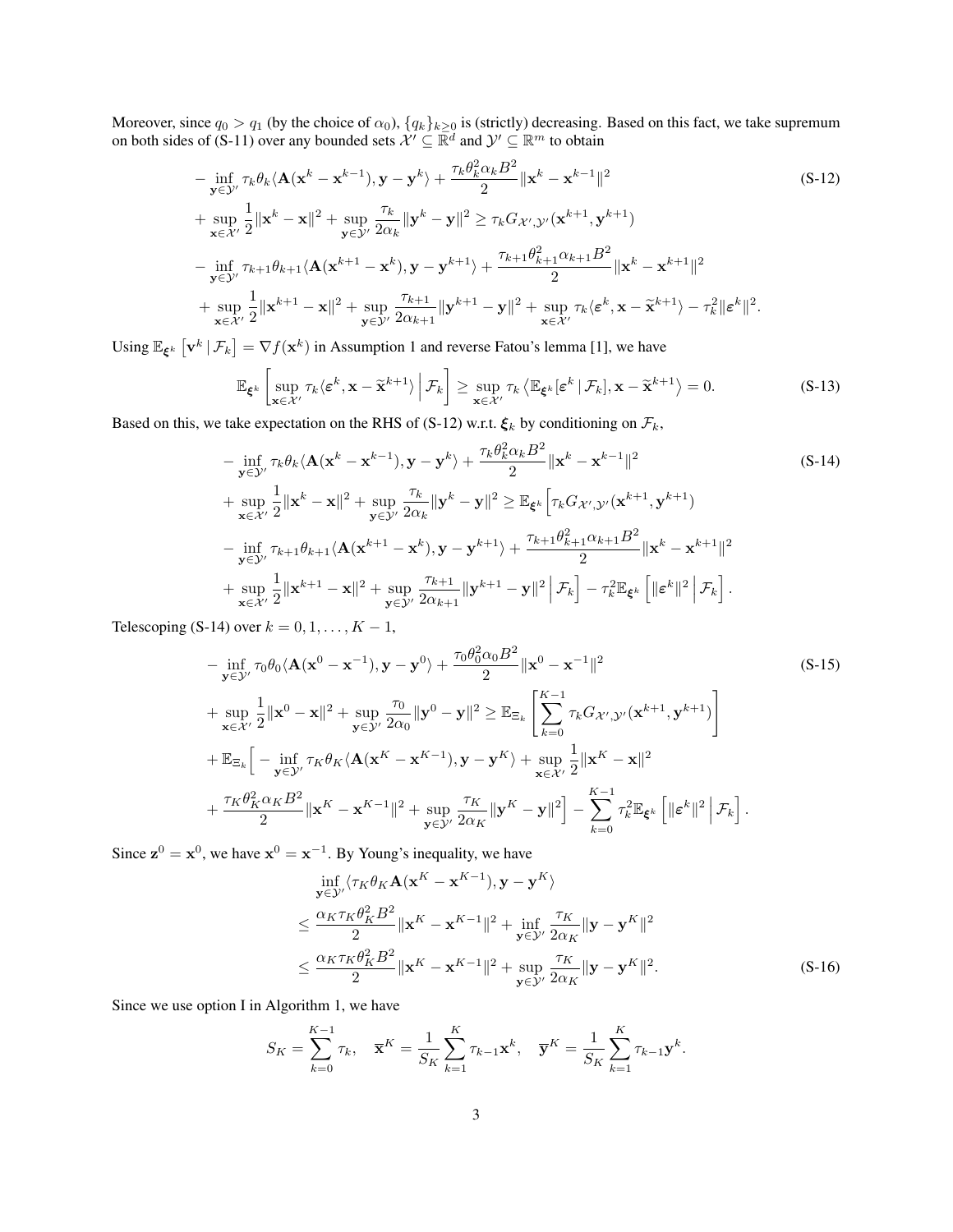Moreover, since $q_0 > q_1$ (by the choice of $\alpha_0$), $\{q_k\}_{k\geq 0}$ is (strictly) decreasing. Based on this fact, we take supremum on both sides of (S-11) over any bounded sets $\mathcal{X}' \subseteq \mathbb{R}^d$ and $\mathcal{Y}' \subseteq \mathbb{R}^m$ to obtain

$$
\begin{aligned}
&-\inf_{\mathbf{y}\in\mathcal{Y}'} \tau_k\theta_k\langle \mathbf{A}(\mathbf{x}^k - \mathbf{x}^{k-1}), \mathbf{y} - \mathbf{y}^k\rangle + \frac{\tau_k\theta_k^2\alpha_k B^2}{2}\|\mathbf{x}^k - \mathbf{x}^{k-1}\|^2 \\
&+ \sup_{\mathbf{x}\in\mathcal{X}'} \frac{1}{2}\|\mathbf{x}^k - \mathbf{x}\|^2 + \sup_{\mathbf{y}\in\mathcal{Y}'} \frac{\tau_k}{2\alpha_k}\|\mathbf{y}^k - \mathbf{y}\|^2 \geq \tau_k G_{\mathcal{X}',\mathcal{Y}'}(\mathbf{x}^{k+1}, \mathbf{y}^{k+1}) \\
&- \inf_{\mathbf{y}\in\mathcal{Y}'} \tau_{k+1}\theta_{k+1}\langle \mathbf{A}(\mathbf{x}^{k+1} - \mathbf{x}^k), \mathbf{y} - \mathbf{y}^{k+1}\rangle + \frac{\tau_{k+1}\theta_{k+1}^2\alpha_{k+1}B^2}{2}\|\mathbf{x}^k - \mathbf{x}^{k+1}\|^2 \\
&+ \sup_{\mathbf{x}\in\mathcal{X}'} \frac{1}{2}\|\mathbf{x}^{k+1} - \mathbf{x}\|^2 + \sup_{\mathbf{y}\in\mathcal{Y}'} \frac{\tau_{k+1}}{2\alpha_{k+1}}\|\mathbf{y}^{k+1} - \mathbf{y}\|^2 + \sup_{\mathbf{x}\in\mathcal{X}'} \tau_k\langle \boldsymbol{\varepsilon}^k, \mathbf{x} - \widetilde{\mathbf{x}}^{k+1}\rangle - \tau_k^2\|\boldsymbol{\varepsilon}^k\|^2.
\end{aligned} \tag{S-12}
$$

Using $\mathbb{E}_{\boldsymbol{\xi}^k}\left[\mathbf{v}^k \,|\, \mathcal{F}_k\right] = \nabla f(\mathbf{x}^k)$ in Assumption 1 and reverse Fatou's lemma [1], we have

$$
\mathbb{E}_{\boldsymbol{\xi}^k}\left[\sup_{\mathbf{x}\in\mathcal{X}'} \tau_k\langle \boldsymbol{\varepsilon}^k, \mathbf{x} - \widetilde{\mathbf{x}}^{k+1}\rangle \,\Big|\, \mathcal{F}_k\right] \geq \sup_{\mathbf{x}\in\mathcal{X}'} \tau_k\left\langle \mathbb{E}_{\boldsymbol{\xi}^k}[\boldsymbol{\varepsilon}^k \,|\, \mathcal{F}_k], \mathbf{x} - \widetilde{\mathbf{x}}^{k+1}\right\rangle = 0. \tag{S-13}
$$

Based on this, we take expectation on the RHS of (S-12) w.r.t. $\boldsymbol{\xi}_k$ by conditioning on $\mathcal{F}_k$,

$$
\begin{aligned}
&-\inf_{\mathbf{y}\in\mathcal{Y}'} \tau_k\theta_k\langle \mathbf{A}(\mathbf{x}^k - \mathbf{x}^{k-1}), \mathbf{y} - \mathbf{y}^k\rangle + \frac{\tau_k\theta_k^2\alpha_k B^2}{2}\|\mathbf{x}^k - \mathbf{x}^{k-1}\|^2 \\
&+ \sup_{\mathbf{x}\in\mathcal{X}'} \frac{1}{2}\|\mathbf{x}^k - \mathbf{x}\|^2 + \sup_{\mathbf{y}\in\mathcal{Y}'} \frac{\tau_k}{2\alpha_k}\|\mathbf{y}^k - \mathbf{y}\|^2 \geq \mathbb{E}_{\boldsymbol{\xi}^k}\Big[\tau_k G_{\mathcal{X}',\mathcal{Y}'}(\mathbf{x}^{k+1}, \mathbf{y}^{k+1}) \\
&- \inf_{\mathbf{y}\in\mathcal{Y}'} \tau_{k+1}\theta_{k+1}\langle \mathbf{A}(\mathbf{x}^{k+1} - \mathbf{x}^k), \mathbf{y} - \mathbf{y}^{k+1}\rangle + \frac{\tau_{k+1}\theta_{k+1}^2\alpha_{k+1}B^2}{2}\|\mathbf{x}^k - \mathbf{x}^{k+1}\|^2 \\
&+ \sup_{\mathbf{x}\in\mathcal{X}'} \frac{1}{2}\|\mathbf{x}^{k+1} - \mathbf{x}\|^2 + \sup_{\mathbf{y}\in\mathcal{Y}'} \frac{\tau_{k+1}}{2\alpha_{k+1}}\|\mathbf{y}^{k+1} - \mathbf{y}\|^2 \,\Big|\, \mathcal{F}_k\Big] - \tau_k^2\mathbb{E}_{\boldsymbol{\xi}^k}\left[\|\boldsymbol{\varepsilon}^k\|^2 \,\Big|\, \mathcal{F}_k\right].
\end{aligned} \tag{S-14}
$$

Telescoping (S-14) over $k = 0, 1, \ldots, K-1$,

$$
\begin{aligned}
&-\inf_{\mathbf{y}\in\mathcal{Y}'} \tau_0\theta_0\langle \mathbf{A}(\mathbf{x}^0 - \mathbf{x}^{-1}), \mathbf{y} - \mathbf{y}^0\rangle + \frac{\tau_0\theta_0^2\alpha_0 B^2}{2}\|\mathbf{x}^0 - \mathbf{x}^{-1}\|^2 \\
&+ \sup_{\mathbf{x}\in\mathcal{X}'} \frac{1}{2}\|\mathbf{x}^0 - \mathbf{x}\|^2 + \sup_{\mathbf{y}\in\mathcal{Y}'} \frac{\tau_0}{2\alpha_0}\|\mathbf{y}^0 - \mathbf{y}\|^2 \geq \mathbb{E}_{\Xi_k}\left[\sum_{k=0}^{K-1} \tau_k G_{\mathcal{X}',\mathcal{Y}'}(\mathbf{x}^{k+1}, \mathbf{y}^{k+1})\right] \\
&+ \mathbb{E}_{\Xi_k}\Big[-\inf_{\mathbf{y}\in\mathcal{Y}'} \tau_K\theta_K\langle \mathbf{A}(\mathbf{x}^K - \mathbf{x}^{K-1}), \mathbf{y} - \mathbf{y}^K\rangle + \sup_{\mathbf{x}\in\mathcal{X}'} \frac{1}{2}\|\mathbf{x}^K - \mathbf{x}\|^2 \\
&+ \frac{\tau_K\theta_K^2\alpha_K B^2}{2}\|\mathbf{x}^K - \mathbf{x}^{K-1}\|^2 + \sup_{\mathbf{y}\in\mathcal{Y}'} \frac{\tau_K}{2\alpha_K}\|\mathbf{y}^K - \mathbf{y}\|^2\Big] - \sum_{k=0}^{K-1} \tau_k^2\mathbb{E}_{\boldsymbol{\xi}^k}\left[\|\boldsymbol{\varepsilon}^k\|^2 \,\Big|\, \mathcal{F}_k\right].
\end{aligned} \tag{S-15}
$$

Since $\mathbf{z}^0 = \mathbf{x}^0$, we have $\mathbf{x}^0 = \mathbf{x}^{-1}$. By Young's inequality, we have

$$
\begin{aligned}
&\inf_{\mathbf{y}\in\mathcal{Y}'} \langle \tau_K\theta_K\mathbf{A}(\mathbf{x}^K - \mathbf{x}^{K-1}), \mathbf{y} - \mathbf{y}^K\rangle \\
&\leq \frac{\alpha_K\tau_K\theta_K^2 B^2}{2}\|\mathbf{x}^K - \mathbf{x}^{K-1}\|^2 + \inf_{\mathbf{y}\in\mathcal{Y}'} \frac{\tau_K}{2\alpha_K}\|\mathbf{y} - \mathbf{y}^K\|^2 \\
&\leq \frac{\alpha_K\tau_K\theta_K^2 B^2}{2}\|\mathbf{x}^K - \mathbf{x}^{K-1}\|^2 + \sup_{\mathbf{y}\in\mathcal{Y}'} \frac{\tau_K}{2\alpha_K}\|\mathbf{y} - \mathbf{y}^K\|^2.
\end{aligned} \tag{S-16}
$$

Since we use option I in Algorithm 1, we have

$$
S_K = \sum_{k=0}^{K-1} \tau_k, \quad \overline{\mathbf{x}}^K = \frac{1}{S_K}\sum_{k=1}^{K} \tau_{k-1}\mathbf{x}^k, \quad \overline{\mathbf{y}}^K = \frac{1}{S_K}\sum_{k=1}^{K} \tau_{k-1}\mathbf{y}^k.
$$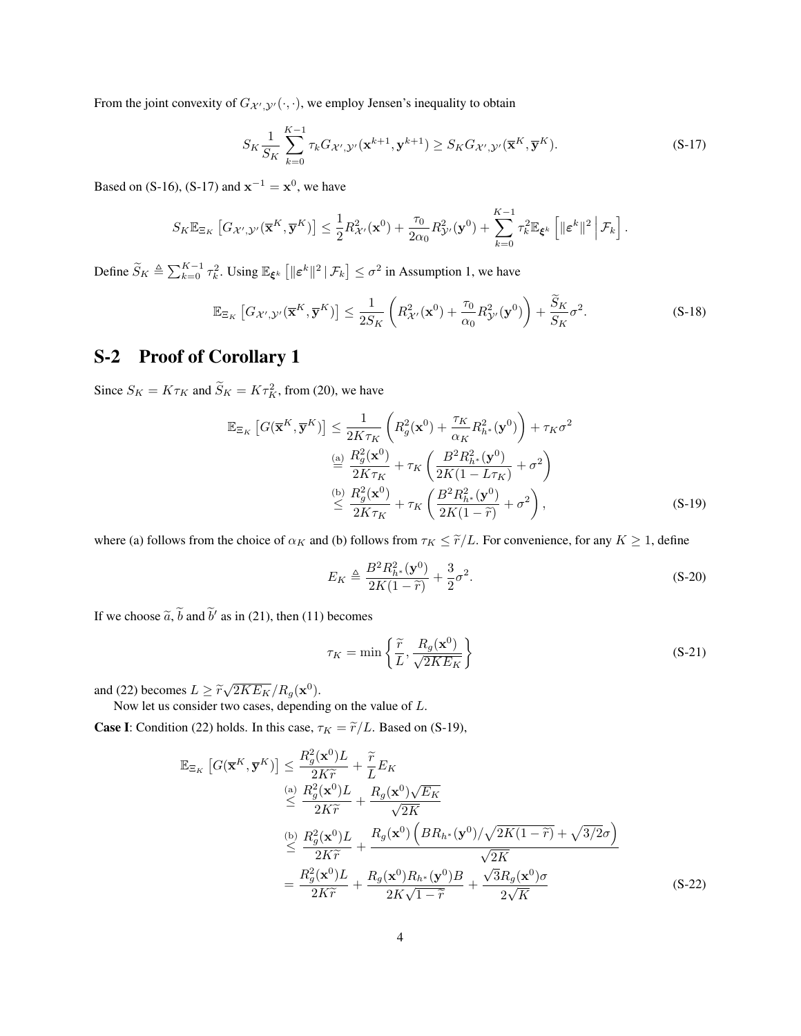From the joint convexity of $G_{\mathcal{X}',\mathcal{Y}'}(\cdot,\cdot)$, we employ Jensen's inequality to obtain

$$S_K \frac{1}{S_K} \sum_{k=0}^{K-1} \tau_k G_{\mathcal{X}',\mathcal{Y}'}(\mathbf{x}^{k+1}, \mathbf{y}^{k+1}) \geq S_K G_{\mathcal{X}',\mathcal{Y}'}(\overline{\mathbf{x}}^K, \overline{\mathbf{y}}^K). \tag{S-17}$$

Based on (S-16), (S-17) and $\mathbf{x}^{-1} = \mathbf{x}^0$, we have

$$S_K \mathbb{E}_{\Xi_K}\left[G_{\mathcal{X}',\mathcal{Y}'}(\overline{\mathbf{x}}^K, \overline{\mathbf{y}}^K)\right] \leq \frac{1}{2} R^2_{\mathcal{X}'}(\mathbf{x}^0) + \frac{\tau_0}{2\alpha_0} R^2_{\mathcal{Y}'}(\mathbf{y}^0) + \sum_{k=0}^{K-1} \tau_k^2 \mathbb{E}_{\boldsymbol{\xi}^k}\left[\|\boldsymbol{\varepsilon}^k\|^2 \,\middle|\, \mathcal{F}_k\right].$$

Define $\widetilde{S}_K \triangleq \sum_{k=0}^{K-1} \tau_k^2$. Using $\mathbb{E}_{\boldsymbol{\xi}^k}\left[\|\boldsymbol{\varepsilon}^k\|^2 \,|\, \mathcal{F}_k\right] \leq \sigma^2$ in Assumption 1, we have

$$\mathbb{E}_{\Xi_K}\left[G_{\mathcal{X}',\mathcal{Y}'}(\overline{\mathbf{x}}^K, \overline{\mathbf{y}}^K)\right] \leq \frac{1}{2S_K}\left(R^2_{\mathcal{X}'}(\mathbf{x}^0) + \frac{\tau_0}{\alpha_0} R^2_{\mathcal{Y}'}(\mathbf{y}^0)\right) + \frac{\widetilde{S}_K}{S_K}\sigma^2. \tag{S-18}$$

# S-2 Proof of Corollary 1

Since $S_K = K\tau_K$ and $\widetilde{S}_K = K\tau_K^2$, from (20), we have

$$\begin{aligned}
\mathbb{E}_{\Xi_K}\left[G(\overline{\mathbf{x}}^K, \overline{\mathbf{y}}^K)\right] &\leq \frac{1}{2K\tau_K}\left(R_g^2(\mathbf{x}^0) + \frac{\tau_K}{\alpha_K} R^2_{h^*}(\mathbf{y}^0)\right) + \tau_K\sigma^2 \\
&\overset{\text{(a)}}{=} \frac{R_g^2(\mathbf{x}^0)}{2K\tau_K} + \tau_K\left(\frac{B^2 R^2_{h^*}(\mathbf{y}^0)}{2K(1 - L\tau_K)} + \sigma^2\right) \\
&\overset{\text{(b)}}{\leq} \frac{R_g^2(\mathbf{x}^0)}{2K\tau_K} + \tau_K\left(\frac{B^2 R^2_{h^*}(\mathbf{y}^0)}{2K(1 - \widetilde{r})} + \sigma^2\right),
\end{aligned} \tag{S-19}$$

where (a) follows from the choice of $\alpha_K$ and (b) follows from $\tau_K \leq \widetilde{r}/L$. For convenience, for any $K \geq 1$, define

$$E_K \triangleq \frac{B^2 R^2_{h^*}(\mathbf{y}^0)}{2K(1-\widetilde{r})} + \frac{3}{2}\sigma^2. \tag{S-20}$$

If we choose $\widetilde{\alpha}$, $\widetilde{b}$ and $\widetilde{b}'$ as in (21), then (11) becomes

$$\tau_K = \min\left\{\frac{\widetilde{r}}{L}, \frac{R_g(\mathbf{x}^0)}{\sqrt{2KE_K}}\right\} \tag{S-21}$$

and (22) becomes $L \geq \widetilde{r}\sqrt{2KE_K}/R_g(\mathbf{x}^0)$.

Now let us consider two cases, depending on the value of $L$.

**Case I**: Condition (22) holds. In this case, $\tau_K = \widetilde{r}/L$. Based on (S-19),

$$\begin{aligned}
\mathbb{E}_{\Xi_K}\left[G(\overline{\mathbf{x}}^K, \overline{\mathbf{y}}^K)\right] &\leq \frac{R_g^2(\mathbf{x}^0)L}{2K\widetilde{r}} + \frac{\widetilde{r}}{L}E_K \\
&\overset{\text{(a)}}{\leq} \frac{R_g^2(\mathbf{x}^0)L}{2K\widetilde{r}} + \frac{R_g(\mathbf{x}^0)\sqrt{E_K}}{\sqrt{2K}} \\
&\overset{\text{(b)}}{\leq} \frac{R_g^2(\mathbf{x}^0)L}{2K\widetilde{r}} + \frac{R_g(\mathbf{x}^0)\left(BR_{h^*}(\mathbf{y}^0)/\sqrt{2K(1-\widetilde{r})} + \sqrt{3/2}\sigma\right)}{\sqrt{2K}} \\
&= \frac{R_g^2(\mathbf{x}^0)L}{2K\widetilde{r}} + \frac{R_g(\mathbf{x}^0)R_{h^*}(\mathbf{y}^0)B}{2K\sqrt{1-\widetilde{r}}} + \frac{\sqrt{3}R_g(\mathbf{x}^0)\sigma}{2\sqrt{K}}
\end{aligned} \tag{S-22}$$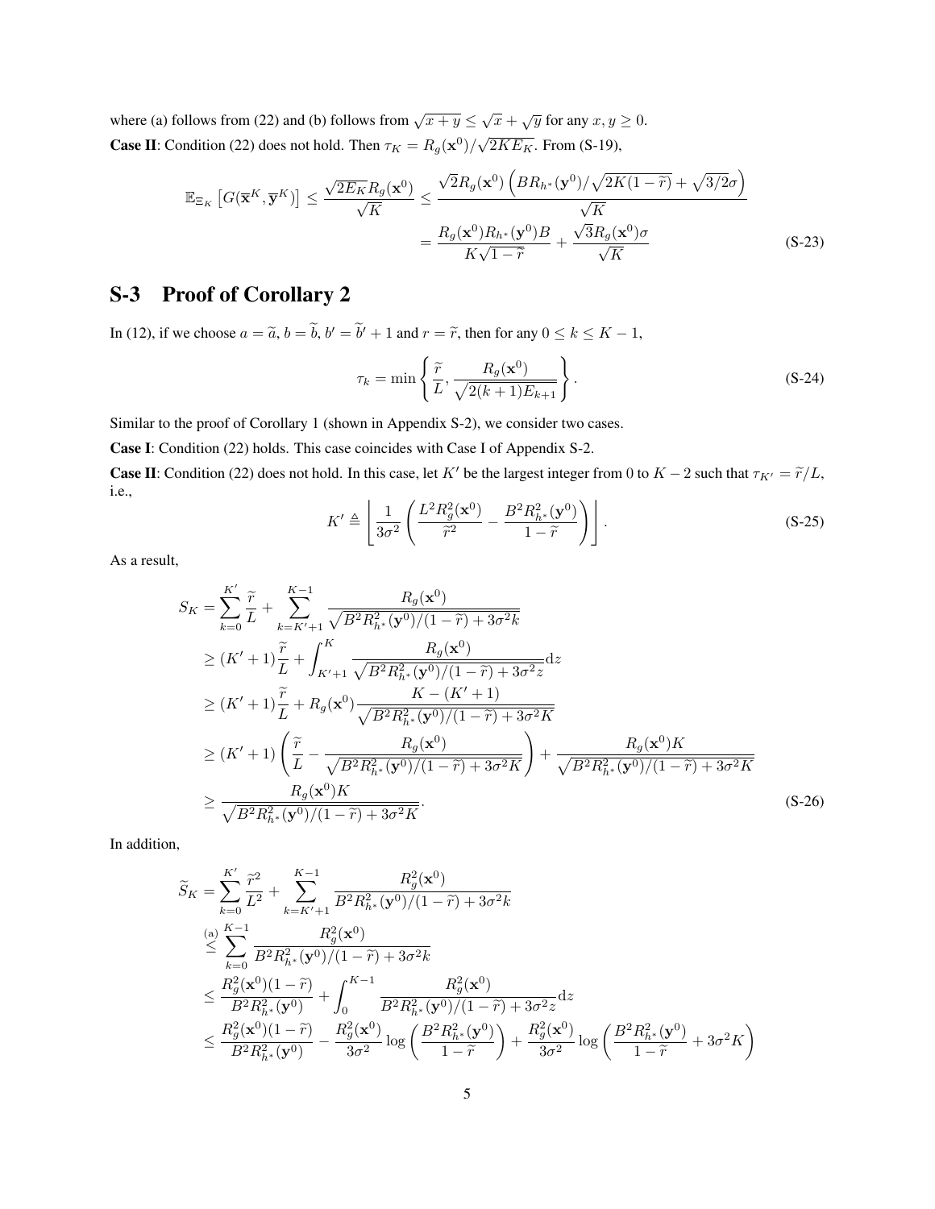where (a) follows from (22) and (b) follows from $\sqrt{x+y} \leq \sqrt{x} + \sqrt{y}$ for any $x, y \geq 0$.

**Case II**: Condition (22) does not hold. Then $\tau_K = R_g(\mathbf{x}^0)/\sqrt{2KE_K}$. From (S-19),

$$
\begin{aligned}
\mathbb{E}_{\Xi_K}\left[G(\overline{\mathbf{x}}^K, \overline{\mathbf{y}}^K)\right] \leq \frac{\sqrt{2E_K}R_g(\mathbf{x}^0)}{\sqrt{K}} &\leq \frac{\sqrt{2}R_g(\mathbf{x}^0)\left(BR_{h^*}(\mathbf{y}^0)/\sqrt{2K(1-\widetilde{r})} + \sqrt{3/2}\sigma\right)}{\sqrt{K}} \\
&= \frac{R_g(\mathbf{x}^0)R_{h^*}(\mathbf{y}^0)B}{K\sqrt{1-\widetilde{r}}} + \frac{\sqrt{3}R_g(\mathbf{x}^0)\sigma}{\sqrt{K}} \qquad \text{(S-23)}
\end{aligned}
$$

# S-3 Proof of Corollary 2

In (12), if we choose $a = \widetilde{a}$, $b = \widetilde{b}$, $b' = \widetilde{b}' + 1$ and $r = \widetilde{r}$, then for any $0 \leq k \leq K-1$,

$$
\tau_k = \min\left\{\frac{\widetilde{r}}{L}, \frac{R_g(\mathbf{x}^0)}{\sqrt{2(k+1)E_{k+1}}}\right\}. \qquad \text{(S-24)}
$$

Similar to the proof of Corollary 1 (shown in Appendix S-2), we consider two cases.

**Case I**: Condition (22) holds. This case coincides with Case I of Appendix S-2.

**Case II**: Condition (22) does not hold. In this case, let $K'$ be the largest integer from 0 to $K-2$ such that $\tau_{K'} = \widetilde{r}/L$, i.e.,

$$
K' \triangleq \left\lfloor \frac{1}{3\sigma^2}\left(\frac{L^2R_g^2(\mathbf{x}^0)}{\widetilde{r}^2} - \frac{B^2R_{h^*}^2(\mathbf{y}^0)}{1-\widetilde{r}}\right)\right\rfloor. \qquad \text{(S-25)}
$$

As a result,

$$
\begin{aligned}
S_K &= \sum_{k=0}^{K'}\frac{\widetilde{r}}{L} + \sum_{k=K'+1}^{K-1}\frac{R_g(\mathbf{x}^0)}{\sqrt{B^2R_{h^*}^2(\mathbf{y}^0)/(1-\widetilde{r}) + 3\sigma^2k}} \\
&\geq (K'+1)\frac{\widetilde{r}}{L} + \int_{K'+1}^{K}\frac{R_g(\mathbf{x}^0)}{\sqrt{B^2R_{h^*}^2(\mathbf{y}^0)/(1-\widetilde{r}) + 3\sigma^2z}}\mathrm{d}z \\
&\geq (K'+1)\frac{\widetilde{r}}{L} + R_g(\mathbf{x}^0)\frac{K-(K'+1)}{\sqrt{B^2R_{h^*}^2(\mathbf{y}^0)/(1-\widetilde{r}) + 3\sigma^2K}} \\
&\geq (K'+1)\left(\frac{\widetilde{r}}{L} - \frac{R_g(\mathbf{x}^0)}{\sqrt{B^2R_{h^*}^2(\mathbf{y}^0)/(1-\widetilde{r}) + 3\sigma^2K}}\right) + \frac{R_g(\mathbf{x}^0)K}{\sqrt{B^2R_{h^*}^2(\mathbf{y}^0)/(1-\widetilde{r}) + 3\sigma^2K}} \\
&\geq \frac{R_g(\mathbf{x}^0)K}{\sqrt{B^2R_{h^*}^2(\mathbf{y}^0)/(1-\widetilde{r}) + 3\sigma^2K}}. \qquad \text{(S-26)}
\end{aligned}
$$

In addition,

$$
\begin{aligned}
\widetilde{S}_K &= \sum_{k=0}^{K'}\frac{\widetilde{r}^2}{L^2} + \sum_{k=K'+1}^{K-1}\frac{R_g^2(\mathbf{x}^0)}{B^2R_{h^*}^2(\mathbf{y}^0)/(1-\widetilde{r}) + 3\sigma^2k} \\
&\overset{\text{(a)}}{\leq} \sum_{k=0}^{K-1}\frac{R_g^2(\mathbf{x}^0)}{B^2R_{h^*}^2(\mathbf{y}^0)/(1-\widetilde{r}) + 3\sigma^2k} \\
&\leq \frac{R_g^2(\mathbf{x}^0)(1-\widetilde{r})}{B^2R_{h^*}^2(\mathbf{y}^0)} + \int_0^{K-1}\frac{R_g^2(\mathbf{x}^0)}{B^2R_{h^*}^2(\mathbf{y}^0)/(1-\widetilde{r}) + 3\sigma^2z}\mathrm{d}z \\
&\leq \frac{R_g^2(\mathbf{x}^0)(1-\widetilde{r})}{B^2R_{h^*}^2(\mathbf{y}^0)} - \frac{R_g^2(\mathbf{x}^0)}{3\sigma^2}\log\left(\frac{B^2R_{h^*}^2(\mathbf{y}^0)}{1-\widetilde{r}}\right) + \frac{R_g^2(\mathbf{x}^0)}{3\sigma^2}\log\left(\frac{B^2R_{h^*}^2(\mathbf{y}^0)}{1-\widetilde{r}} + 3\sigma^2K\right)
\end{aligned}
$$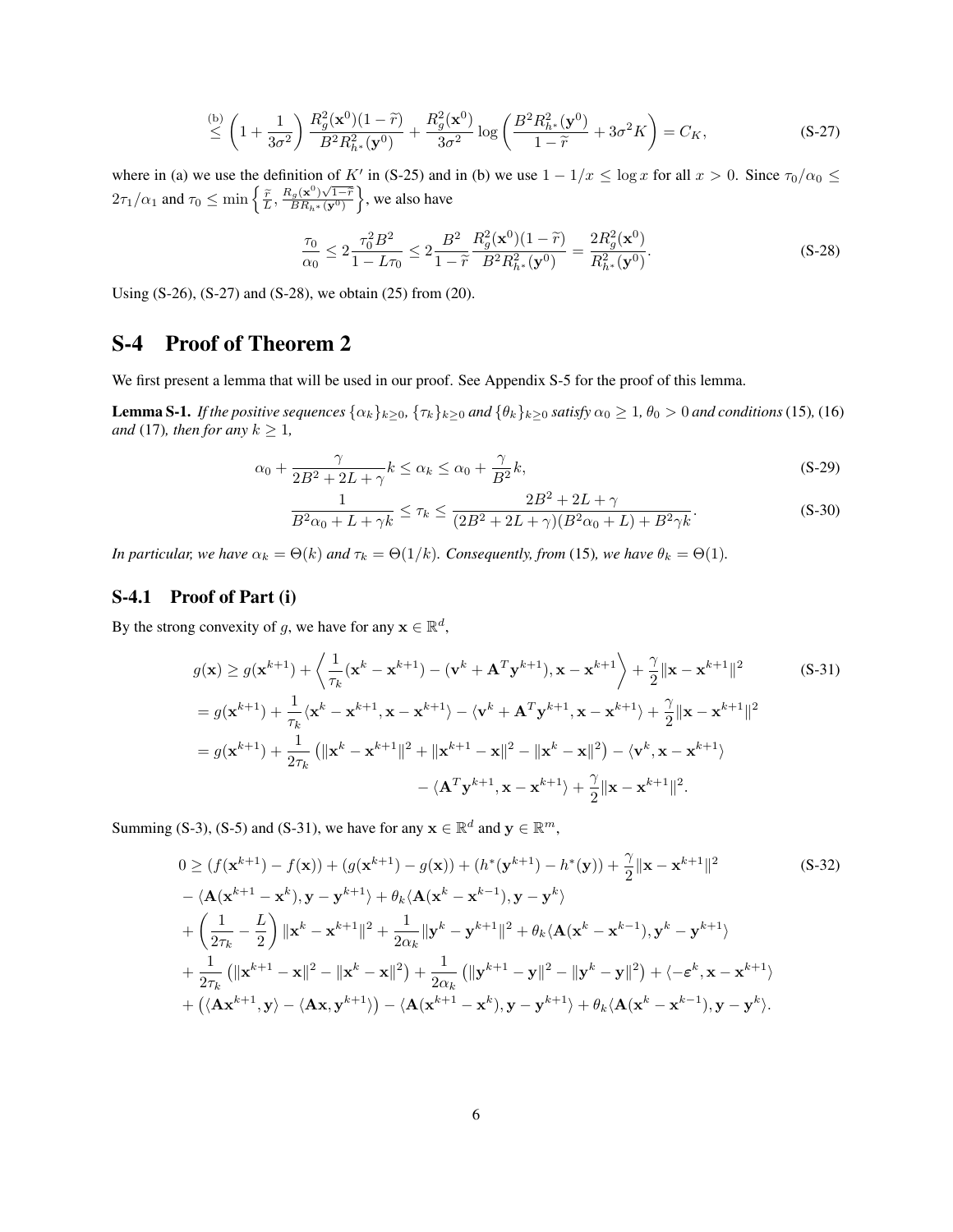$$\stackrel{\text{(b)}}{\leq} \left(1 + \frac{1}{3\sigma^2}\right) \frac{R_g^2(\mathbf{x}^0)(1-\widetilde{r})}{B^2 R_{h^*}^2(\mathbf{y}^0)} + \frac{R_g^2(\mathbf{x}^0)}{3\sigma^2} \log\left(\frac{B^2 R_{h^*}^2(\mathbf{y}^0)}{1-\widetilde{r}} + 3\sigma^2 K\right) = C_K, \tag{S-27}$$

where in (a) we use the definition of $K'$ in (S-25) and in (b) we use $1 - 1/x \leq \log x$ for all $x > 0$. Since $\tau_0/\alpha_0 \leq 2\tau_1/\alpha_1$ and $\tau_0 \leq \min\left\{\frac{\widetilde{r}}{L}, \frac{R_g(\mathbf{x}^0)\sqrt{1-\widetilde{r}}}{BR_{h^*}(\mathbf{y}^0)}\right\}$, we also have

$$\frac{\tau_0}{\alpha_0} \leq 2\frac{\tau_0^2 B^2}{1 - L\tau_0} \leq 2\frac{B^2}{1-\widetilde{r}} \frac{R_g^2(\mathbf{x}^0)(1-\widetilde{r})}{B^2 R_{h^*}^2(\mathbf{y}^0)} = \frac{2R_g^2(\mathbf{x}^0)}{R_{h^*}^2(\mathbf{y}^0)}. \tag{S-28}$$

Using (S-26), (S-27) and (S-28), we obtain (25) from (20).

# S-4 Proof of Theorem 2

We first present a lemma that will be used in our proof. See Appendix S-5 for the proof of this lemma.

**Lemma S-1.** *If the positive sequences $\{\alpha_k\}_{k\geq 0}$, $\{\tau_k\}_{k\geq 0}$ and $\{\theta_k\}_{k\geq 0}$ satisfy $\alpha_0 \geq 1$, $\theta_0 > 0$ and conditions* (15)*,* (16) *and* (17)*, then for any $k \geq 1$,*

$$\alpha_0 + \frac{\gamma}{2B^2 + 2L + \gamma} k \leq \alpha_k \leq \alpha_0 + \frac{\gamma}{B^2} k, \tag{S-29}$$

$$\frac{1}{B^2 \alpha_0 + L + \gamma k} \leq \tau_k \leq \frac{2B^2 + 2L + \gamma}{(2B^2 + 2L + \gamma)(B^2\alpha_0 + L) + B^2 \gamma k}. \tag{S-30}$$

*In particular, we have $\alpha_k = \Theta(k)$ and $\tau_k = \Theta(1/k)$. Consequently, from* (15)*, we have $\theta_k = \Theta(1)$.*

## S-4.1 Proof of Part (i)

By the strong convexity of $g$, we have for any $\mathbf{x} \in \mathbb{R}^d$,

$$\begin{aligned}
g(\mathbf{x}) &\geq g(\mathbf{x}^{k+1}) + \left\langle \frac{1}{\tau_k}(\mathbf{x}^k - \mathbf{x}^{k+1}) - (\mathbf{v}^k + \mathbf{A}^T\mathbf{y}^{k+1}), \mathbf{x} - \mathbf{x}^{k+1} \right\rangle + \frac{\gamma}{2}\|\mathbf{x} - \mathbf{x}^{k+1}\|^2 \qquad \text{(S-31)}\\
&= g(\mathbf{x}^{k+1}) + \frac{1}{\tau_k}\langle \mathbf{x}^k - \mathbf{x}^{k+1}, \mathbf{x} - \mathbf{x}^{k+1}\rangle - \langle \mathbf{v}^k + \mathbf{A}^T\mathbf{y}^{k+1}, \mathbf{x} - \mathbf{x}^{k+1}\rangle + \frac{\gamma}{2}\|\mathbf{x} - \mathbf{x}^{k+1}\|^2 \\
&= g(\mathbf{x}^{k+1}) + \frac{1}{2\tau_k}\left(\|\mathbf{x}^k - \mathbf{x}^{k+1}\|^2 + \|\mathbf{x}^{k+1} - \mathbf{x}\|^2 - \|\mathbf{x}^k - \mathbf{x}\|^2\right) - \langle \mathbf{v}^k, \mathbf{x} - \mathbf{x}^{k+1}\rangle \\
&\qquad - \langle \mathbf{A}^T\mathbf{y}^{k+1}, \mathbf{x} - \mathbf{x}^{k+1}\rangle + \frac{\gamma}{2}\|\mathbf{x} - \mathbf{x}^{k+1}\|^2.
\end{aligned}$$

Summing (S-3), (S-5) and (S-31), we have for any $\mathbf{x} \in \mathbb{R}^d$ and $\mathbf{y} \in \mathbb{R}^m$,

$$\begin{aligned}
0 &\geq (f(\mathbf{x}^{k+1}) - f(\mathbf{x})) + (g(\mathbf{x}^{k+1}) - g(\mathbf{x})) + (h^*(\mathbf{y}^{k+1}) - h^*(\mathbf{y})) + \frac{\gamma}{2}\|\mathbf{x} - \mathbf{x}^{k+1}\|^2 \qquad \text{(S-32)}\\
&\quad - \langle \mathbf{A}(\mathbf{x}^{k+1} - \mathbf{x}^k), \mathbf{y} - \mathbf{y}^{k+1}\rangle + \theta_k\langle \mathbf{A}(\mathbf{x}^k - \mathbf{x}^{k-1}), \mathbf{y} - \mathbf{y}^k\rangle \\
&\quad + \left(\frac{1}{2\tau_k} - \frac{L}{2}\right)\|\mathbf{x}^k - \mathbf{x}^{k+1}\|^2 + \frac{1}{2\alpha_k}\|\mathbf{y}^k - \mathbf{y}^{k+1}\|^2 + \theta_k\langle \mathbf{A}(\mathbf{x}^k - \mathbf{x}^{k-1}), \mathbf{y}^k - \mathbf{y}^{k+1}\rangle \\
&\quad + \frac{1}{2\tau_k}\left(\|\mathbf{x}^{k+1} - \mathbf{x}\|^2 - \|\mathbf{x}^k - \mathbf{x}\|^2\right) + \frac{1}{2\alpha_k}\left(\|\mathbf{y}^{k+1} - \mathbf{y}\|^2 - \|\mathbf{y}^k - \mathbf{y}\|^2\right) + \langle -\boldsymbol{\varepsilon}^k, \mathbf{x} - \mathbf{x}^{k+1}\rangle \\
&\quad + \left(\langle \mathbf{A}\mathbf{x}^{k+1}, \mathbf{y}\rangle - \langle \mathbf{A}\mathbf{x}, \mathbf{y}^{k+1}\rangle\right) - \langle \mathbf{A}(\mathbf{x}^{k+1} - \mathbf{x}^k), \mathbf{y} - \mathbf{y}^{k+1}\rangle + \theta_k\langle \mathbf{A}(\mathbf{x}^k - \mathbf{x}^{k-1}), \mathbf{y} - \mathbf{y}^k\rangle.
\end{aligned}$$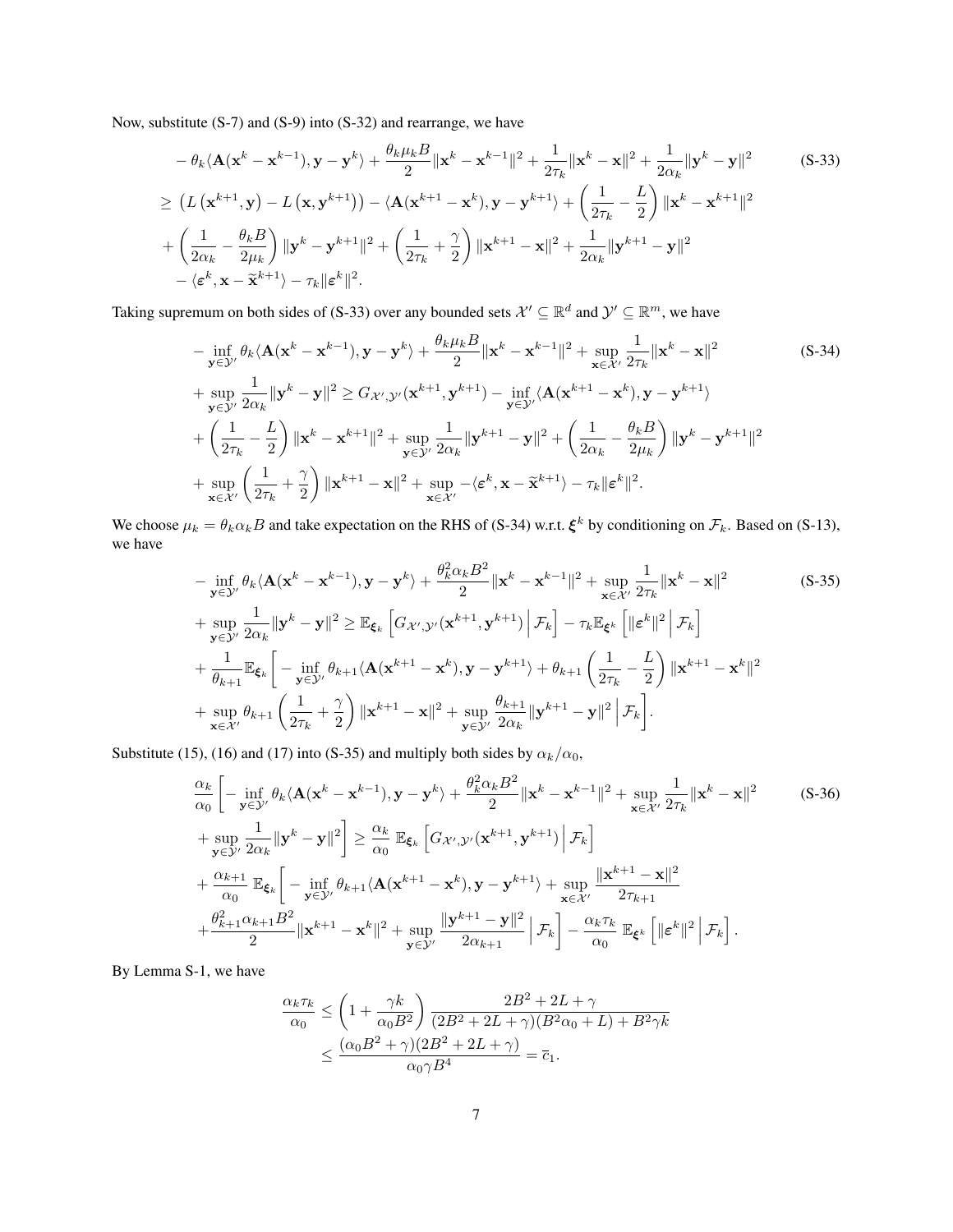Now, substitute (S-7) and (S-9) into (S-32) and rearrange, we have

$$
\begin{aligned}
& -\theta_k\langle \mathbf{A}(\mathbf{x}^k-\mathbf{x}^{k-1}), \mathbf{y}-\mathbf{y}^k\rangle + \frac{\theta_k \mu_k B}{2}\|\mathbf{x}^k-\mathbf{x}^{k-1}\|^2 + \frac{1}{2\tau_k}\|\mathbf{x}^k-\mathbf{x}\|^2 + \frac{1}{2\alpha_k}\|\mathbf{y}^k-\mathbf{y}\|^2 \\
\geq\ & \left(L\left(\mathbf{x}^{k+1},\mathbf{y}\right) - L\left(\mathbf{x},\mathbf{y}^{k+1}\right)\right) - \langle \mathbf{A}(\mathbf{x}^{k+1}-\mathbf{x}^k), \mathbf{y}-\mathbf{y}^{k+1}\rangle + \left(\frac{1}{2\tau_k}-\frac{L}{2}\right)\|\mathbf{x}^k-\mathbf{x}^{k+1}\|^2 \\
& + \left(\frac{1}{2\alpha_k}-\frac{\theta_k B}{2\mu_k}\right)\|\mathbf{y}^k-\mathbf{y}^{k+1}\|^2 + \left(\frac{1}{2\tau_k}+\frac{\gamma}{2}\right)\|\mathbf{x}^{k+1}-\mathbf{x}\|^2 + \frac{1}{2\alpha_k}\|\mathbf{y}^{k+1}-\mathbf{y}\|^2 \\
& - \langle \boldsymbol{\varepsilon}^k, \mathbf{x}-\widetilde{\mathbf{x}}^{k+1}\rangle - \tau_k\|\boldsymbol{\varepsilon}^k\|^2.
\end{aligned} \tag{S-33}
$$

Taking supremum on both sides of (S-33) over any bounded sets $\mathcal{X}' \subseteq \mathbb{R}^d$ and $\mathcal{Y}' \subseteq \mathbb{R}^m$, we have

$$
\begin{aligned}
& -\inf_{\mathbf{y}\in\mathcal{Y}'}\theta_k\langle \mathbf{A}(\mathbf{x}^k-\mathbf{x}^{k-1}), \mathbf{y}-\mathbf{y}^k\rangle + \frac{\theta_k\mu_k B}{2}\|\mathbf{x}^k-\mathbf{x}^{k-1}\|^2 + \sup_{\mathbf{x}\in\mathcal{X}'}\frac{1}{2\tau_k}\|\mathbf{x}^k-\mathbf{x}\|^2 \\
& + \sup_{\mathbf{y}\in\mathcal{Y}'}\frac{1}{2\alpha_k}\|\mathbf{y}^k-\mathbf{y}\|^2 \geq G_{\mathcal{X}',\mathcal{Y}'}(\mathbf{x}^{k+1},\mathbf{y}^{k+1}) - \inf_{\mathbf{y}\in\mathcal{Y}'}\langle \mathbf{A}(\mathbf{x}^{k+1}-\mathbf{x}^k), \mathbf{y}-\mathbf{y}^{k+1}\rangle \\
& + \left(\frac{1}{2\tau_k}-\frac{L}{2}\right)\|\mathbf{x}^k-\mathbf{x}^{k+1}\|^2 + \sup_{\mathbf{y}\in\mathcal{Y}'}\frac{1}{2\alpha_k}\|\mathbf{y}^{k+1}-\mathbf{y}\|^2 + \left(\frac{1}{2\alpha_k}-\frac{\theta_k B}{2\mu_k}\right)\|\mathbf{y}^k-\mathbf{y}^{k+1}\|^2 \\
& + \sup_{\mathbf{x}\in\mathcal{X}'}\left(\frac{1}{2\tau_k}+\frac{\gamma}{2}\right)\|\mathbf{x}^{k+1}-\mathbf{x}\|^2 + \sup_{\mathbf{x}\in\mathcal{X}'} -\langle \boldsymbol{\varepsilon}^k, \mathbf{x}-\widetilde{\mathbf{x}}^{k+1}\rangle - \tau_k\|\boldsymbol{\varepsilon}^k\|^2.
\end{aligned} \tag{S-34}
$$

We choose $\mu_k = \theta_k\alpha_k B$ and take expectation on the RHS of (S-34) w.r.t. $\boldsymbol{\xi}^k$ by conditioning on $\mathcal{F}_k$. Based on (S-13), we have

$$
\begin{aligned}
& -\inf_{\mathbf{y}\in\mathcal{Y}'}\theta_k\langle \mathbf{A}(\mathbf{x}^k-\mathbf{x}^{k-1}), \mathbf{y}-\mathbf{y}^k\rangle + \frac{\theta_k^2\alpha_k B^2}{2}\|\mathbf{x}^k-\mathbf{x}^{k-1}\|^2 + \sup_{\mathbf{x}\in\mathcal{X}'}\frac{1}{2\tau_k}\|\mathbf{x}^k-\mathbf{x}\|^2 \\
& + \sup_{\mathbf{y}\in\mathcal{Y}'}\frac{1}{2\alpha_k}\|\mathbf{y}^k-\mathbf{y}\|^2 \geq \mathbb{E}_{\boldsymbol{\xi}_k}\left[G_{\mathcal{X}',\mathcal{Y}'}(\mathbf{x}^{k+1},\mathbf{y}^{k+1})\,\Big|\,\mathcal{F}_k\right] - \tau_k\mathbb{E}_{\boldsymbol{\xi}^k}\left[\|\boldsymbol{\varepsilon}^k\|^2\,\Big|\,\mathcal{F}_k\right] \\
& + \frac{1}{\theta_{k+1}}\mathbb{E}_{\boldsymbol{\xi}_k}\bigg[-\inf_{\mathbf{y}\in\mathcal{Y}'}\theta_{k+1}\langle \mathbf{A}(\mathbf{x}^{k+1}-\mathbf{x}^k), \mathbf{y}-\mathbf{y}^{k+1}\rangle + \theta_{k+1}\left(\frac{1}{2\tau_k}-\frac{L}{2}\right)\|\mathbf{x}^{k+1}-\mathbf{x}^k\|^2 \\
& + \sup_{\mathbf{x}\in\mathcal{X}'}\theta_{k+1}\left(\frac{1}{2\tau_k}+\frac{\gamma}{2}\right)\|\mathbf{x}^{k+1}-\mathbf{x}\|^2 + \sup_{\mathbf{y}\in\mathcal{Y}'}\frac{\theta_{k+1}}{2\alpha_k}\|\mathbf{y}^{k+1}-\mathbf{y}\|^2\,\Big|\,\mathcal{F}_k\bigg].
\end{aligned} \tag{S-35}
$$

Substitute (15), (16) and (17) into (S-35) and multiply both sides by $\alpha_k/\alpha_0$,

$$
\begin{aligned}
& \frac{\alpha_k}{\alpha_0}\bigg[-\inf_{\mathbf{y}\in\mathcal{Y}'}\theta_k\langle \mathbf{A}(\mathbf{x}^k-\mathbf{x}^{k-1}), \mathbf{y}-\mathbf{y}^k\rangle + \frac{\theta_k^2\alpha_k B^2}{2}\|\mathbf{x}^k-\mathbf{x}^{k-1}\|^2 + \sup_{\mathbf{x}\in\mathcal{X}'}\frac{1}{2\tau_k}\|\mathbf{x}^k-\mathbf{x}\|^2 \\
& + \sup_{\mathbf{y}\in\mathcal{Y}'}\frac{1}{2\alpha_k}\|\mathbf{y}^k-\mathbf{y}\|^2\bigg] \geq \frac{\alpha_k}{\alpha_0}\,\mathbb{E}_{\boldsymbol{\xi}_k}\left[G_{\mathcal{X}',\mathcal{Y}'}(\mathbf{x}^{k+1},\mathbf{y}^{k+1})\,\Big|\,\mathcal{F}_k\right] \\
& + \frac{\alpha_{k+1}}{\alpha_0}\,\mathbb{E}_{\boldsymbol{\xi}_k}\bigg[-\inf_{\mathbf{y}\in\mathcal{Y}'}\theta_{k+1}\langle \mathbf{A}(\mathbf{x}^{k+1}-\mathbf{x}^k), \mathbf{y}-\mathbf{y}^{k+1}\rangle + \sup_{\mathbf{x}\in\mathcal{X}'}\frac{\|\mathbf{x}^{k+1}-\mathbf{x}\|^2}{2\tau_{k+1}} \\
& + \frac{\theta_{k+1}^2\alpha_{k+1}B^2}{2}\|\mathbf{x}^{k+1}-\mathbf{x}^k\|^2 + \sup_{\mathbf{y}\in\mathcal{Y}'}\frac{\|\mathbf{y}^{k+1}-\mathbf{y}\|^2}{2\alpha_{k+1}}\,\Big|\,\mathcal{F}_k\bigg] - \frac{\alpha_k\tau_k}{\alpha_0}\,\mathbb{E}_{\boldsymbol{\xi}^k}\left[\|\boldsymbol{\varepsilon}^k\|^2\,\Big|\,\mathcal{F}_k\right].
\end{aligned} \tag{S-36}
$$

By Lemma S-1, we have

$$
\begin{aligned}
\frac{\alpha_k\tau_k}{\alpha_0} &\leq \left(1+\frac{\gamma k}{\alpha_0 B^2}\right)\frac{2B^2+2L+\gamma}{(2B^2+2L+\gamma)(B^2\alpha_0+L)+B^2\gamma k} \\
&\leq \frac{(\alpha_0 B^2+\gamma)(2B^2+2L+\gamma)}{\alpha_0\gamma B^4} = \bar{c}_1.
\end{aligned}
$$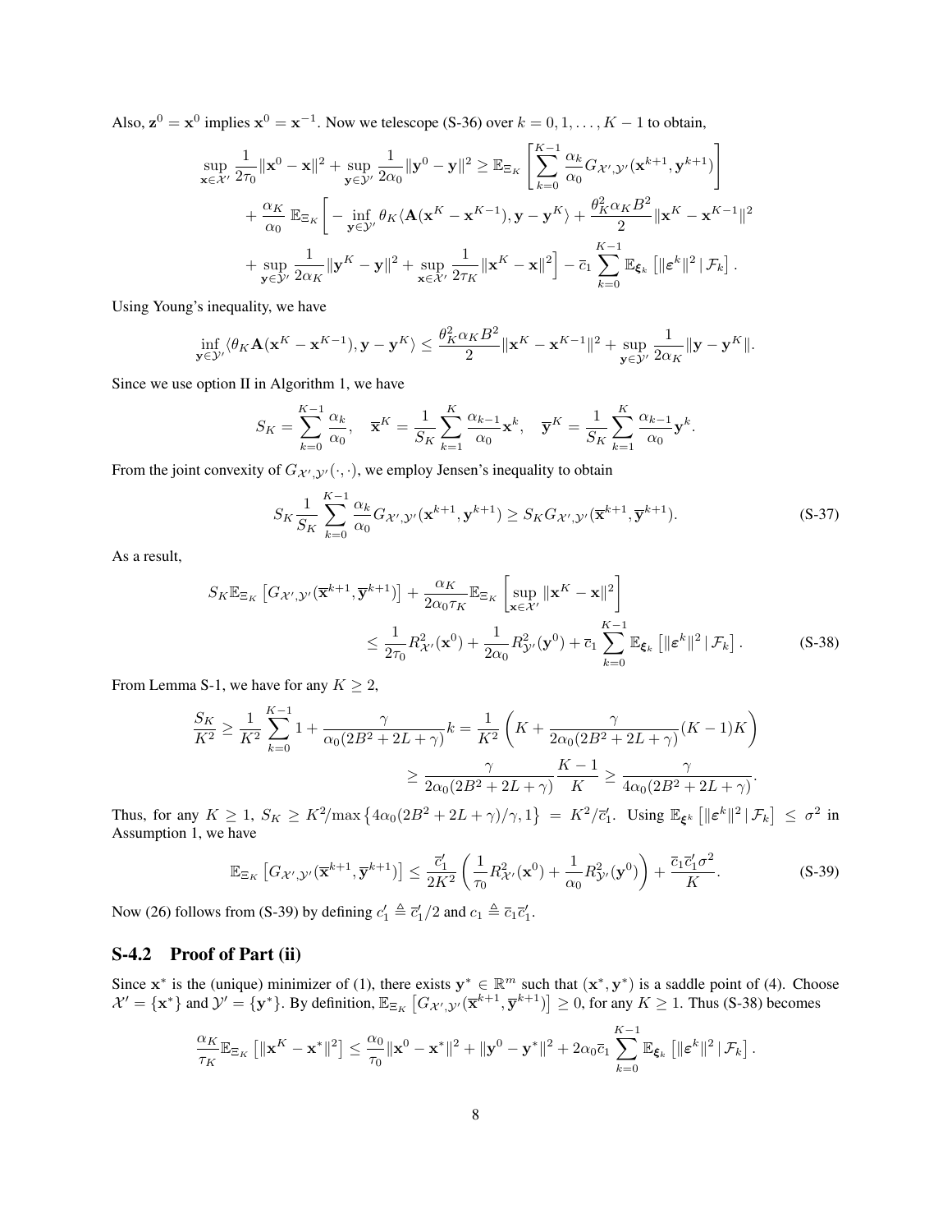Also, $\mathbf{z}^0 = \mathbf{x}^0$ implies $\mathbf{x}^0 = \mathbf{x}^{-1}$. Now we telescope (S-36) over $k = 0, 1, \ldots, K-1$ to obtain,

$$
\begin{aligned}
\sup_{\mathbf{x}\in\mathcal{X}'} \frac{1}{2\tau_0}\|\mathbf{x}^0 - \mathbf{x}\|^2 + \sup_{\mathbf{y}\in\mathcal{Y}'} \frac{1}{2\alpha_0}\|\mathbf{y}^0 - \mathbf{y}\|^2 &\geq \mathbb{E}_{\Xi_K}\left[\sum_{k=0}^{K-1} \frac{\alpha_k}{\alpha_0} G_{\mathcal{X}',\mathcal{Y}'}(\mathbf{x}^{k+1}, \mathbf{y}^{k+1})\right] \\
&+ \frac{\alpha_K}{\alpha_0}\, \mathbb{E}_{\Xi_K}\bigg[ -\inf_{\mathbf{y}\in\mathcal{Y}'} \theta_K \langle \mathbf{A}(\mathbf{x}^K - \mathbf{x}^{K-1}), \mathbf{y} - \mathbf{y}^K\rangle + \frac{\theta_K^2 \alpha_K B^2}{2}\|\mathbf{x}^K - \mathbf{x}^{K-1}\|^2 \\
&+ \sup_{\mathbf{y}\in\mathcal{Y}'} \frac{1}{2\alpha_K}\|\mathbf{y}^K - \mathbf{y}\|^2 + \sup_{\mathbf{x}\in\mathcal{X}'} \frac{1}{2\tau_K}\|\mathbf{x}^K - \mathbf{x}\|^2\bigg] - \overline{c}_1 \sum_{k=0}^{K-1} \mathbb{E}_{\boldsymbol{\xi}_k}\left[\|\boldsymbol{\varepsilon}^k\|^2 \,|\, \mathcal{F}_k\right].
\end{aligned}
$$

Using Young's inequality, we have

$$
\inf_{\mathbf{y}\in\mathcal{Y}'} \langle \theta_K \mathbf{A}(\mathbf{x}^K - \mathbf{x}^{K-1}), \mathbf{y} - \mathbf{y}^K\rangle \leq \frac{\theta_K^2 \alpha_K B^2}{2}\|\mathbf{x}^K - \mathbf{x}^{K-1}\|^2 + \sup_{\mathbf{y}\in\mathcal{Y}'} \frac{1}{2\alpha_K}\|\mathbf{y} - \mathbf{y}^K\|.
$$

Since we use option II in Algorithm 1, we have

$$
S_K = \sum_{k=0}^{K-1} \frac{\alpha_k}{\alpha_0}, \quad \overline{\mathbf{x}}^K = \frac{1}{S_K}\sum_{k=1}^{K} \frac{\alpha_{k-1}}{\alpha_0}\mathbf{x}^k, \quad \overline{\mathbf{y}}^K = \frac{1}{S_K}\sum_{k=1}^{K} \frac{\alpha_{k-1}}{\alpha_0}\mathbf{y}^k.
$$

From the joint convexity of $G_{\mathcal{X}',\mathcal{Y}'}(\cdot,\cdot)$, we employ Jensen's inequality to obtain

$$
S_K \frac{1}{S_K}\sum_{k=0}^{K-1} \frac{\alpha_k}{\alpha_0} G_{\mathcal{X}',\mathcal{Y}'}(\mathbf{x}^{k+1}, \mathbf{y}^{k+1}) \geq S_K G_{\mathcal{X}',\mathcal{Y}'}(\overline{\mathbf{x}}^{k+1}, \overline{\mathbf{y}}^{k+1}). \tag{S-37}
$$

As a result,

$$
\begin{aligned}
S_K \mathbb{E}_{\Xi_K}\left[G_{\mathcal{X}',\mathcal{Y}'}(\overline{\mathbf{x}}^{k+1}, \overline{\mathbf{y}}^{k+1})\right] + \frac{\alpha_K}{2\alpha_0 \tau_K}\mathbb{E}_{\Xi_K}\left[\sup_{\mathbf{x}\in\mathcal{X}'}\|\mathbf{x}^K - \mathbf{x}\|^2\right] \\
\leq \frac{1}{2\tau_0}R^2_{\mathcal{X}'}(\mathbf{x}^0) + \frac{1}{2\alpha_0}R^2_{\mathcal{Y}'}(\mathbf{y}^0) + \overline{c}_1 \sum_{k=0}^{K-1} \mathbb{E}_{\boldsymbol{\xi}_k}\left[\|\boldsymbol{\varepsilon}^k\|^2 \,|\, \mathcal{F}_k\right].
\end{aligned} \tag{S-38}
$$

From Lemma S-1, we have for any $K \geq 2$,

$$
\begin{aligned}
\frac{S_K}{K^2} \geq \frac{1}{K^2}\sum_{k=0}^{K-1} 1 + \frac{\gamma}{\alpha_0(2B^2 + 2L + \gamma)}k &= \frac{1}{K^2}\left(K + \frac{\gamma}{2\alpha_0(2B^2 + 2L + \gamma)}(K-1)K\right) \\
&\geq \frac{\gamma}{2\alpha_0(2B^2 + 2L + \gamma)}\frac{K-1}{K} \geq \frac{\gamma}{4\alpha_0(2B^2 + 2L + \gamma)}.
\end{aligned}
$$

Thus, for any $K \geq 1$, $S_K \geq K^2/\max\left\{4\alpha_0(2B^2 + 2L + \gamma)/\gamma, 1\right\} = K^2/\overline{c}_1'$. Using $\mathbb{E}_{\boldsymbol{\xi}^k}\left[\|\boldsymbol{\varepsilon}^k\|^2 \,|\, \mathcal{F}_k\right] \leq \sigma^2$ in Assumption 1, we have

$$
\mathbb{E}_{\Xi_K}\left[G_{\mathcal{X}',\mathcal{Y}'}(\overline{\mathbf{x}}^{k+1}, \overline{\mathbf{y}}^{k+1})\right] \leq \frac{\overline{c}_1'}{2K^2}\left(\frac{1}{\tau_0}R^2_{\mathcal{X}'}(\mathbf{x}^0) + \frac{1}{\alpha_0}R^2_{\mathcal{Y}'}(\mathbf{y}^0)\right) + \frac{\overline{c}_1 \overline{c}_1' \sigma^2}{K}. \tag{S-39}
$$

Now (26) follows from (S-39) by defining $c_1' \triangleq \overline{c}_1'/2$ and $c_1 \triangleq \overline{c}_1 \overline{c}_1'$.

## S-4.2 Proof of Part (ii)

Since $\mathbf{x}^*$ is the (unique) minimizer of (1), there exists $\mathbf{y}^* \in \mathbb{R}^m$ such that $(\mathbf{x}^*, \mathbf{y}^*)$ is a saddle point of (4). Choose $\mathcal{X}' = \{\mathbf{x}^*\}$ and $\mathcal{Y}' = \{\mathbf{y}^*\}$. By definition, $\mathbb{E}_{\Xi_K}\left[G_{\mathcal{X}',\mathcal{Y}'}(\overline{\mathbf{x}}^{k+1}, \overline{\mathbf{y}}^{k+1})\right] \geq 0$, for any $K \geq 1$. Thus (S-38) becomes

$$
\frac{\alpha_K}{\tau_K}\mathbb{E}_{\Xi_K}\left[\|\mathbf{x}^K - \mathbf{x}^*\|^2\right] \leq \frac{\alpha_0}{\tau_0}\|\mathbf{x}^0 - \mathbf{x}^*\|^2 + \|\mathbf{y}^0 - \mathbf{y}^*\|^2 + 2\alpha_0 \overline{c}_1 \sum_{k=0}^{K-1} \mathbb{E}_{\boldsymbol{\xi}_k}\left[\|\boldsymbol{\varepsilon}^k\|^2 \,|\, \mathcal{F}_k\right].
$$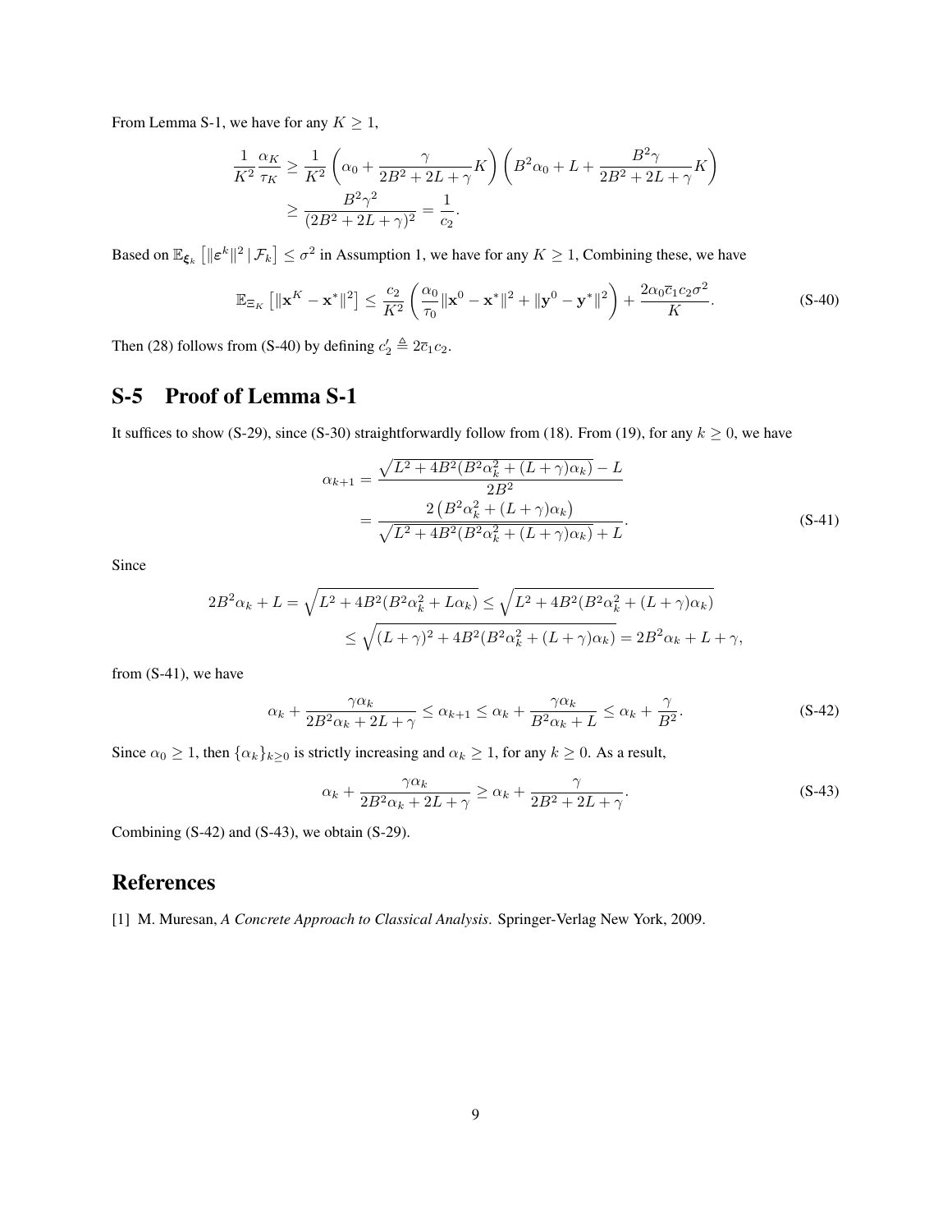From Lemma S-1, we have for any $K \geq 1$,

$$
\begin{aligned}
\frac{1}{K^2}\frac{\alpha_K}{\tau_K} &\geq \frac{1}{K^2}\left(\alpha_0 + \frac{\gamma}{2B^2+2L+\gamma}K\right)\left(B^2\alpha_0 + L + \frac{B^2\gamma}{2B^2+2L+\gamma}K\right) \\
&\geq \frac{B^2\gamma^2}{(2B^2+2L+\gamma)^2} = \frac{1}{c_2}.
\end{aligned}
$$

Based on $\mathbb{E}_{\boldsymbol{\xi}_k}\left[\|\boldsymbol{\varepsilon}^k\|^2 \,|\, \mathcal{F}_k\right] \leq \sigma^2$ in Assumption 1, we have for any $K \geq 1$, Combining these, we have

$$
\mathbb{E}_{\Xi_K}\left[\|\mathbf{x}^K - \mathbf{x}^*\|^2\right] \leq \frac{c_2}{K^2}\left(\frac{\alpha_0}{\tau_0}\|\mathbf{x}^0 - \mathbf{x}^*\|^2 + \|\mathbf{y}^0 - \mathbf{y}^*\|^2\right) + \frac{2\alpha_0\overline{c}_1 c_2\sigma^2}{K}. \tag{S-40}
$$

Then (28) follows from (S-40) by defining $c_2' \triangleq 2\overline{c}_1 c_2$.

# S-5 Proof of Lemma S-1

It suffices to show (S-29), since (S-30) straightforwardly follow from (18). From (19), for any $k \geq 0$, we have

$$
\begin{aligned}
\alpha_{k+1} &= \frac{\sqrt{L^2 + 4B^2(B^2\alpha_k^2 + (L+\gamma)\alpha_k)} - L}{2B^2} \\
&= \frac{2\left(B^2\alpha_k^2 + (L+\gamma)\alpha_k\right)}{\sqrt{L^2 + 4B^2(B^2\alpha_k^2 + (L+\gamma)\alpha_k)} + L}.
\end{aligned} \tag{S-41}
$$

Since

$$
\begin{aligned}
2B^2\alpha_k + L = \sqrt{L^2 + 4B^2(B^2\alpha_k^2 + L\alpha_k)} &\leq \sqrt{L^2 + 4B^2(B^2\alpha_k^2 + (L+\gamma)\alpha_k)} \\
&\leq \sqrt{(L+\gamma)^2 + 4B^2(B^2\alpha_k^2 + (L+\gamma)\alpha_k)} = 2B^2\alpha_k + L + \gamma,
\end{aligned}
$$

from (S-41), we have

$$
\alpha_k + \frac{\gamma\alpha_k}{2B^2\alpha_k + 2L + \gamma} \leq \alpha_{k+1} \leq \alpha_k + \frac{\gamma\alpha_k}{B^2\alpha_k + L} \leq \alpha_k + \frac{\gamma}{B^2}. \tag{S-42}
$$

Since $\alpha_0 \geq 1$, then $\{\alpha_k\}_{k\geq 0}$ is strictly increasing and $\alpha_k \geq 1$, for any $k \geq 0$. As a result,

$$
\alpha_k + \frac{\gamma\alpha_k}{2B^2\alpha_k + 2L + \gamma} \geq \alpha_k + \frac{\gamma}{2B^2 + 2L + \gamma}. \tag{S-43}
$$

Combining (S-42) and (S-43), we obtain (S-29).

# References

[1] M. Muresan, *A Concrete Approach to Classical Analysis*. Springer-Verlag New York, 2009.